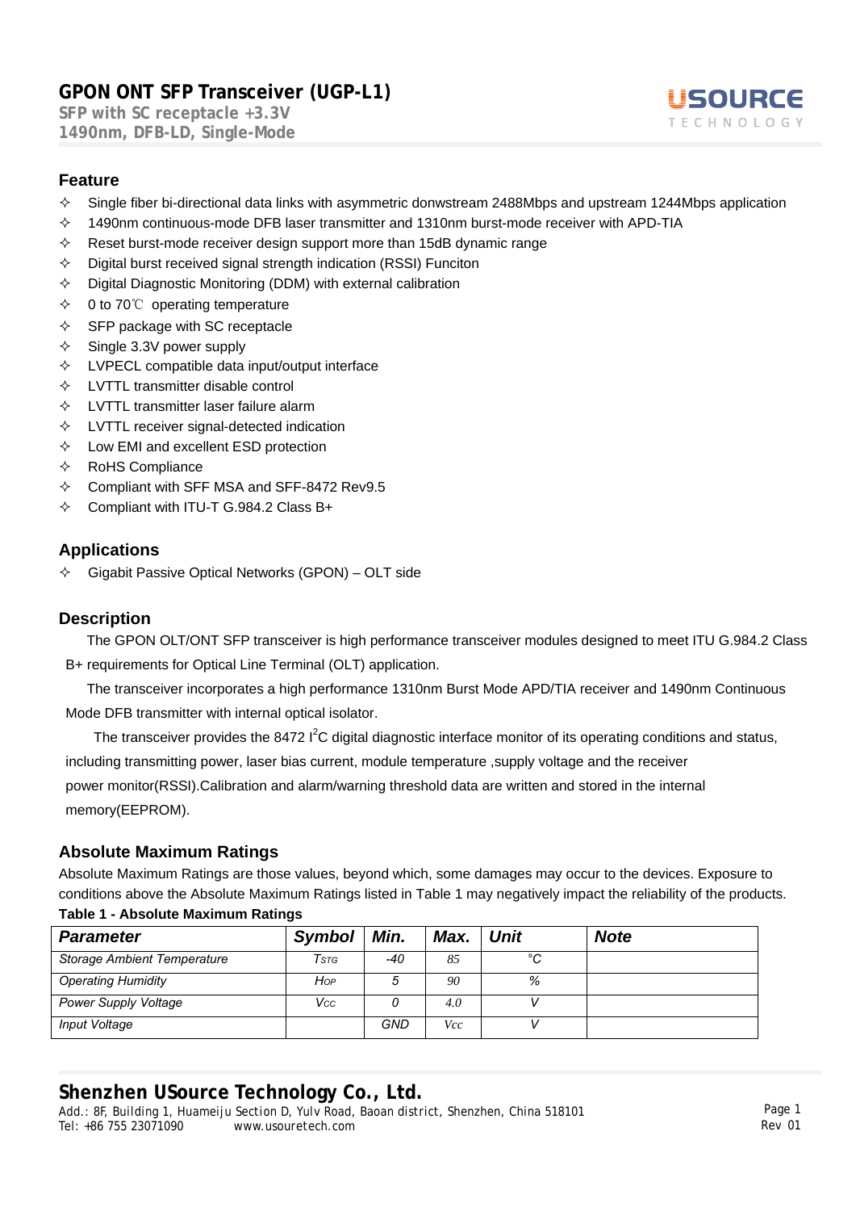# GPON ONT SFP Transceiver (UGP-L1)

**SFP with SC receptacle +3.3V**
**1490nm, DFB-LD, Single-Mode**

USOURCE TECHNOLOGY

## Feature

- ✧ Single fiber bi-directional data links with asymmetric donwstream 2488Mbps and upstream 1244Mbps application
- ✧ 1490nm continuous-mode DFB laser transmitter and 1310nm burst-mode receiver with APD-TIA
- ✧ Reset burst-mode receiver design support more than 15dB dynamic range
- ✧ Digital burst received signal strength indication (RSSI) Funciton
- ✧ Digital Diagnostic Monitoring (DDM) with external calibration
- ✧ 0 to 70℃ operating temperature
- ✧ SFP package with SC receptacle
- ✧ Single 3.3V power supply
- ✧ LVPECL compatible data input/output interface
- ✧ LVTTL transmitter disable control
- ✧ LVTTL transmitter laser failure alarm
- ✧ LVTTL receiver signal-detected indication
- ✧ Low EMI and excellent ESD protection
- ✧ RoHS Compliance
- ✧ Compliant with SFF MSA and SFF-8472 Rev9.5
- ✧ Compliant with ITU-T G.984.2 Class B+

## Applications

- ✧ Gigabit Passive Optical Networks (GPON) – OLT side

## Description

The GPON OLT/ONT SFP transceiver is high performance transceiver modules designed to meet ITU G.984.2 Class B+ requirements for Optical Line Terminal (OLT) application.

The transceiver incorporates a high performance 1310nm Burst Mode APD/TIA receiver and 1490nm Continuous Mode DFB transmitter with internal optical isolator.

The transceiver provides the 8472 $I^2C$ digital diagnostic interface monitor of its operating conditions and status, including transmitting power, laser bias current, module temperature ,supply voltage and the receiver power monitor(RSSI).Calibration and alarm/warning threshold data are written and stored in the internal memory(EEPROM).

## Absolute Maximum Ratings

Absolute Maximum Ratings are those values, beyond which, some damages may occur to the devices. Exposure to conditions above the Absolute Maximum Ratings listed in Table 1 may negatively impact the reliability of the products.

**Table 1 - Absolute Maximum Ratings**

| *Parameter* | *Symbol* | *Min.* | *Max.* | *Unit* | *Note* |
|---|---|---|---|---|---|
| *Storage Ambient Temperature* | $T_{STG}$ | -40 | 85 | °C | |
| *Operating Humidity* | $H_{OP}$ | 5 | 90 | % | |
| *Power Supply Voltage* | $V_{CC}$ | 0 | 4.0 | V | |
| *Input Voltage* | | GND | Vcc | V | |

**Shenzhen USource Technology Co., Ltd.**
Add.: 8F, Building 1, Huameiju Section D, Yulv Road, Baoan district, Shenzhen, China 518101
Tel: +86 755 23071090 www.usourcetech.com
Rev 01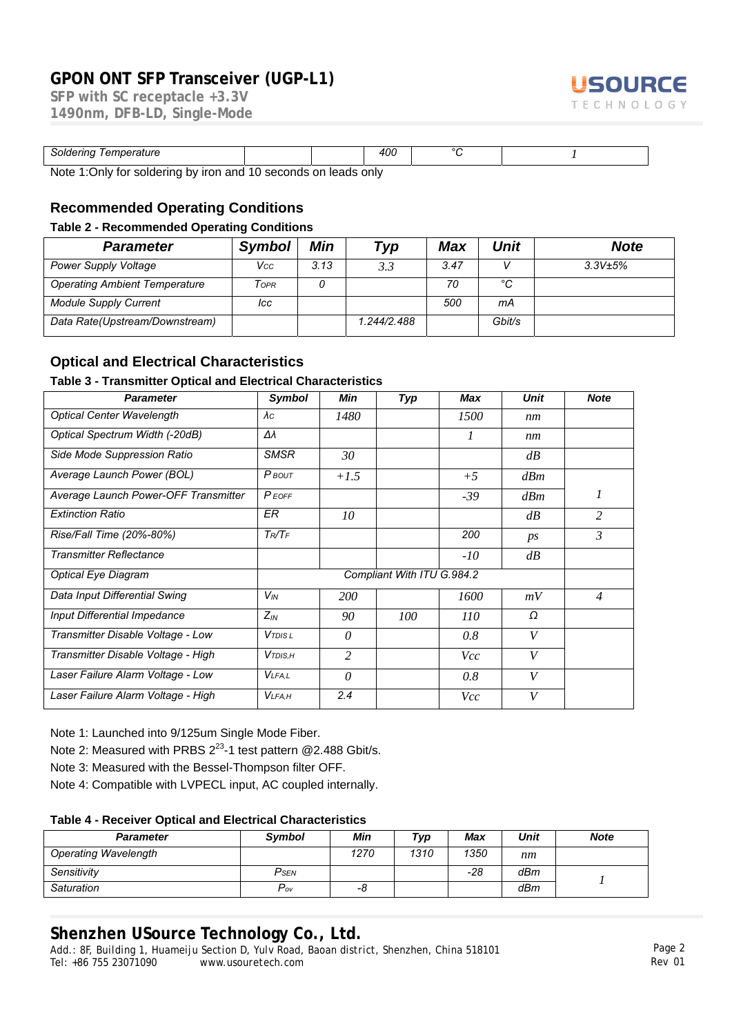| Soldering Temperature | | | 400 | °C | 1 |
|---|---|---|---|---|---|

Note 1:Only for soldering by iron and 10 seconds on leads only

## Recommended Operating Conditions

**Table 2 - Recommended Operating Conditions**

| Parameter | Symbol | Min | Typ | Max | Unit | Note |
|---|---|---|---|---|---|---|
| Power Supply Voltage | $V_{CC}$ | 3.13 | 3.3 | 3.47 | V | 3.3V±5% |
| Operating Ambient Temperature | $T_{OPR}$ | 0 | | 70 | °C | |
| Module Supply Current | Icc | | | 500 | mA | |
| Data Rate(Upstream/Downstream) | | | 1.244/2.488 | | Gbit/s | |

## Optical and Electrical Characteristics

**Table 3 - Transmitter Optical and Electrical Characteristics**

| Parameter | Symbol | Min | Typ | Max | Unit | Note |
|---|---|---|---|---|---|---|
| Optical Center Wavelength | $\lambda_C$ | 1480 | | 1500 | nm | |
| Optical Spectrum Width (-20dB) | $\Delta\lambda$ | | | 1 | nm | |
| Side Mode Suppression Ratio | SMSR | 30 | | | dB | |
| Average Launch Power (BOL) | $P_{BOUT}$ | +1.5 | | +5 | dBm | |
| Average Launch Power-OFF Transmitter | $P_{EOFF}$ | | | -39 | dBm | 1 |
| Extinction Ratio | ER | 10 | | | dB | 2 |
| Rise/Fall Time (20%-80%) | $T_R/T_F$ | | | 200 | ps | 3 |
| Transmitter Reflectance | | | | -10 | dB | |
| Optical Eye Diagram | Compliant With ITU G.984.2 | | | | | |
| Data Input Differential Swing | $V_{IN}$ | 200 | | 1600 | mV | 4 |
| Input Differential Impedance | $Z_{IN}$ | 90 | 100 | 110 | Ω | |
| Transmitter Disable Voltage - Low | $V_{TDIS\,L}$ | 0 | | 0.8 | V | |
| Transmitter Disable Voltage - High | $V_{TDIS,H}$ | 2 | | Vcc | V | |
| Laser Failure Alarm Voltage - Low | $V_{LFA,L}$ | 0 | | 0.8 | V | |
| Laser Failure Alarm Voltage - High | $V_{LFA,H}$ | 2.4 | | Vcc | V | |

Note 1: Launched into 9/125um Single Mode Fiber.

Note 2: Measured with PRBS $2^{23}$-1 test pattern @2.488 Gbit/s.

Note 3: Measured with the Bessel-Thompson filter OFF.

Note 4: Compatible with LVPECL input, AC coupled internally.

**Table 4 - Receiver Optical and Electrical Characteristics**

| Parameter | Symbol | Min | Typ | Max | Unit | Note |
|---|---|---|---|---|---|---|
| Operating Wavelength | | 1270 | 1310 | 1350 | nm | |
| Sensitivity | $P_{SEN}$ | | | -28 | dBm | 1 |
| Saturation | $P_{ov}$ | -8 | | | dBm | |

**Shenzhen USource Technology Co., Ltd.**

Add.: 8F, Building 1, Huameiju Section D, Yulv Road, Baoan district, Shenzhen, China 518101
Tel: +86 755 23071090 www.usourcetech.com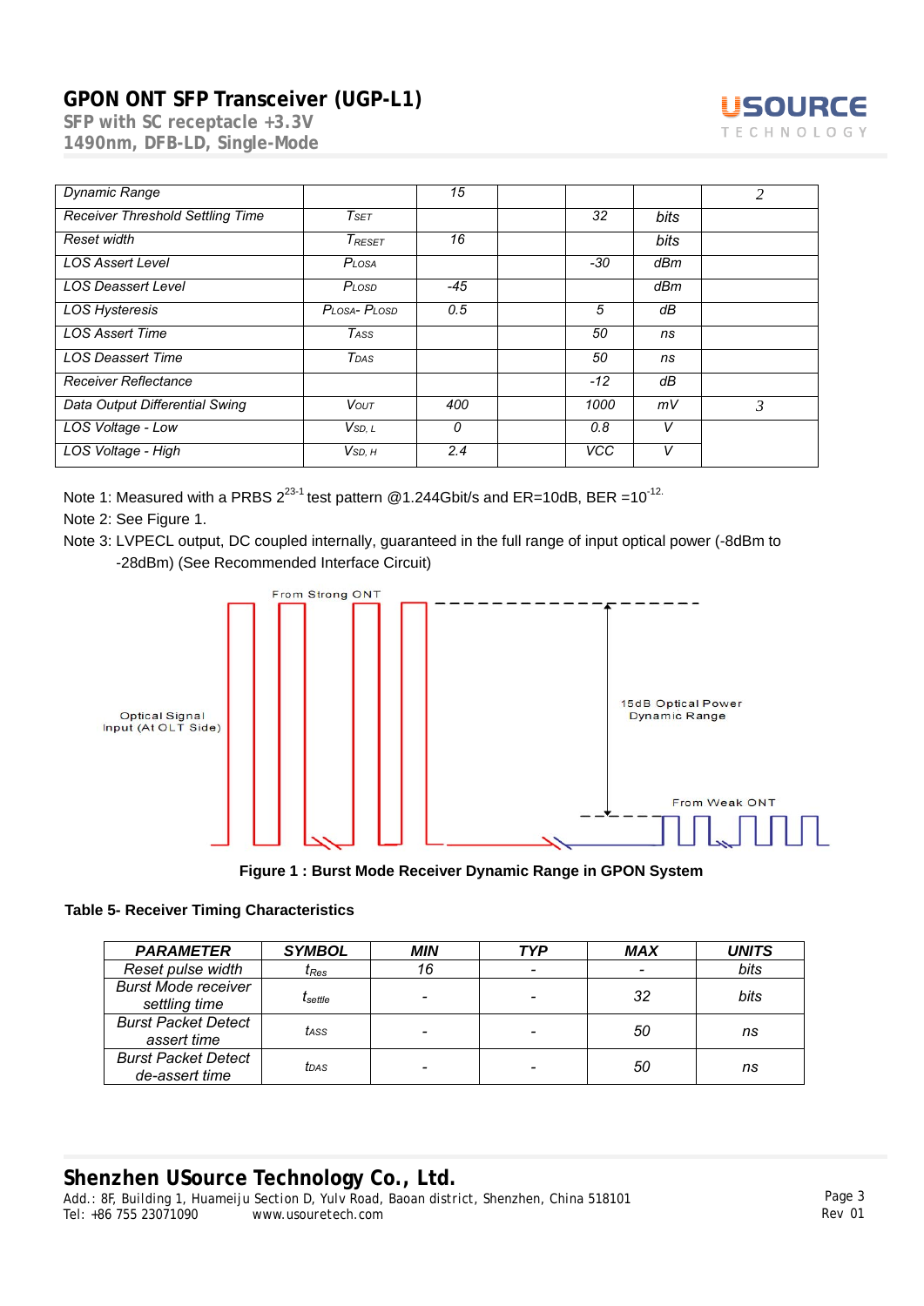| Dynamic Range |  | 15 |  |  |  | 2 |
|---|---|---|---|---|---|---|
| Receiver Threshold Settling Time | $T_{SET}$ |  |  | 32 | bits |  |
| Reset width | $T_{RESET}$ | 16 |  |  | bits |  |
| LOS Assert Level | $P_{LOSA}$ |  |  | -30 | dBm |  |
| LOS Deassert Level | $P_{LOSD}$ | -45 |  |  | dBm |  |
| LOS Hysteresis | $P_{LOSA}$- $P_{LOSD}$ | 0.5 |  | 5 | dB |  |
| LOS Assert Time | $T_{ASS}$ |  |  | 50 | ns |  |
| LOS Deassert Time | $T_{DAS}$ |  |  | 50 | ns |  |
| Receiver Reflectance |  |  |  | -12 | dB |  |
| Data Output Differential Swing | $V_{OUT}$ | 400 |  | 1000 | mV | 3 |
| LOS Voltage - Low | $V_{SD, L}$ | 0 |  | 0.8 | V |  |
| LOS Voltage - High | $V_{SD, H}$ | 2.4 |  | VCC | V |  |

Note 1: Measured with a PRBS $2^{23-1}$ test pattern @1.244Gbit/s and ER=10dB, BER $=10^{-12}$.

Note 2: See Figure 1.

Note 3: LVPECL output, DC coupled internally, guaranteed in the full range of input optical power (-8dBm to -28dBm) (See Recommended Interface Circuit)

From Strong ONT

Optical Signal Input (At OLT Side)

15dB Optical Power Dynamic Range

From Weak ONT

**Figure 1 : Burst Mode Receiver Dynamic Range in GPON System**

**Table 5- Receiver Timing Characteristics**

| PARAMETER | SYMBOL | MIN | TYP | MAX | UNITS |
|---|---|---|---|---|---|
| Reset pulse width | $t_{Res}$ | 16 | - | - | bits |
| Burst Mode receiver settling time | $t_{settle}$ | - | - | 32 | bits |
| Burst Packet Detect assert time | $t_{ASS}$ | - | - | 50 | ns |
| Burst Packet Detect de-assert time | $t_{DAS}$ | - | - | 50 | ns |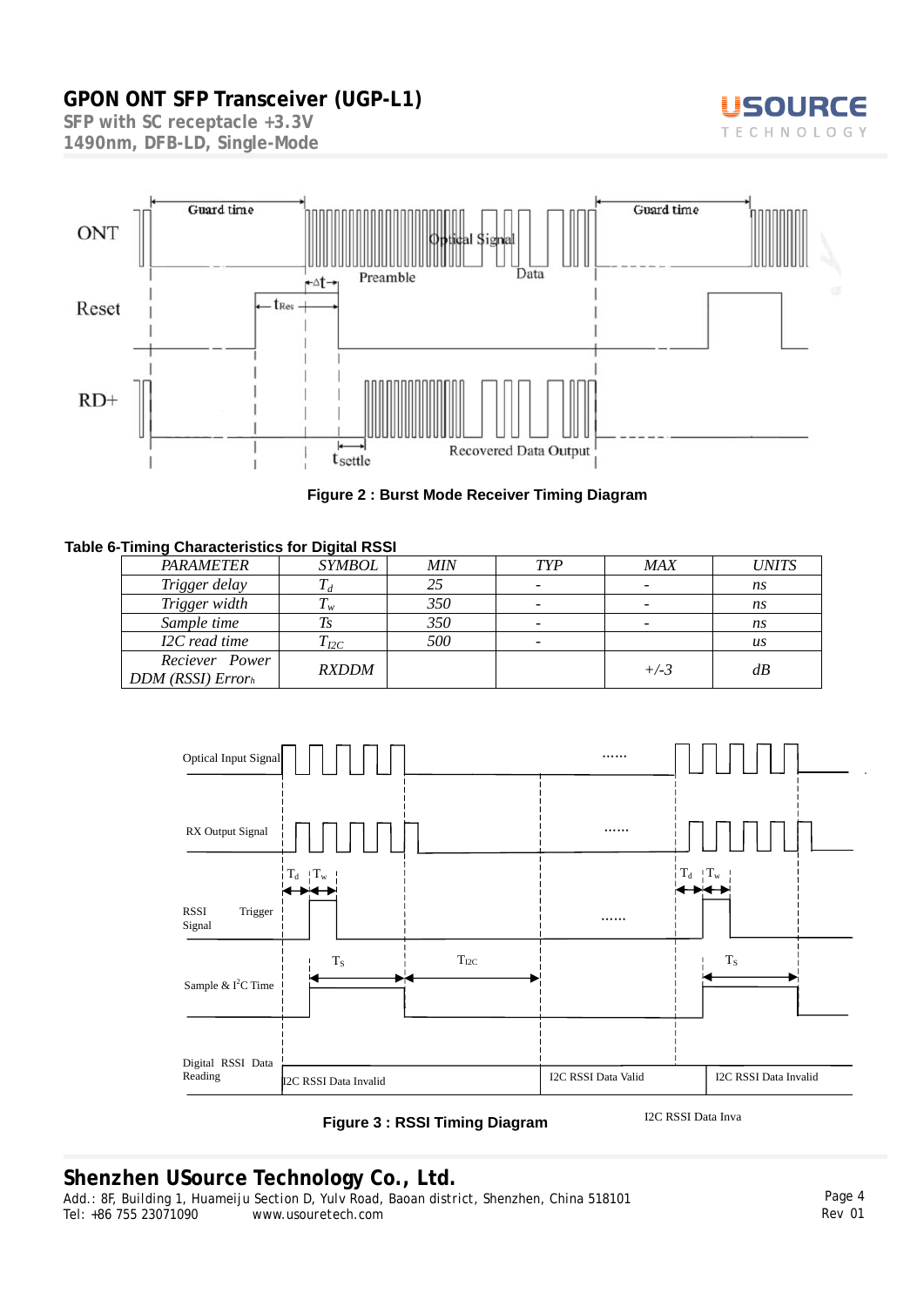Figure 2 : Burst Mode Receiver Timing Diagram

**Table 6-Timing Characteristics for Digital RSSI**

| PARAMETER | SYMBOL | MIN | TYP | MAX | UNITS |
|---|---|---|---|---|---|
| Trigger delay | $T_d$ | 25 | - | - | ns |
| Trigger width | $T_w$ | 350 | - | - | ns |
| Sample time | Ts | 350 | - | - | ns |
| I2C read time | $T_{I2C}$ | 500 | - | | us |
| Reciever Power DDM (RSSI) Error | RXDDM | | | +/-3 | dB |

Figure 3 : RSSI Timing Diagram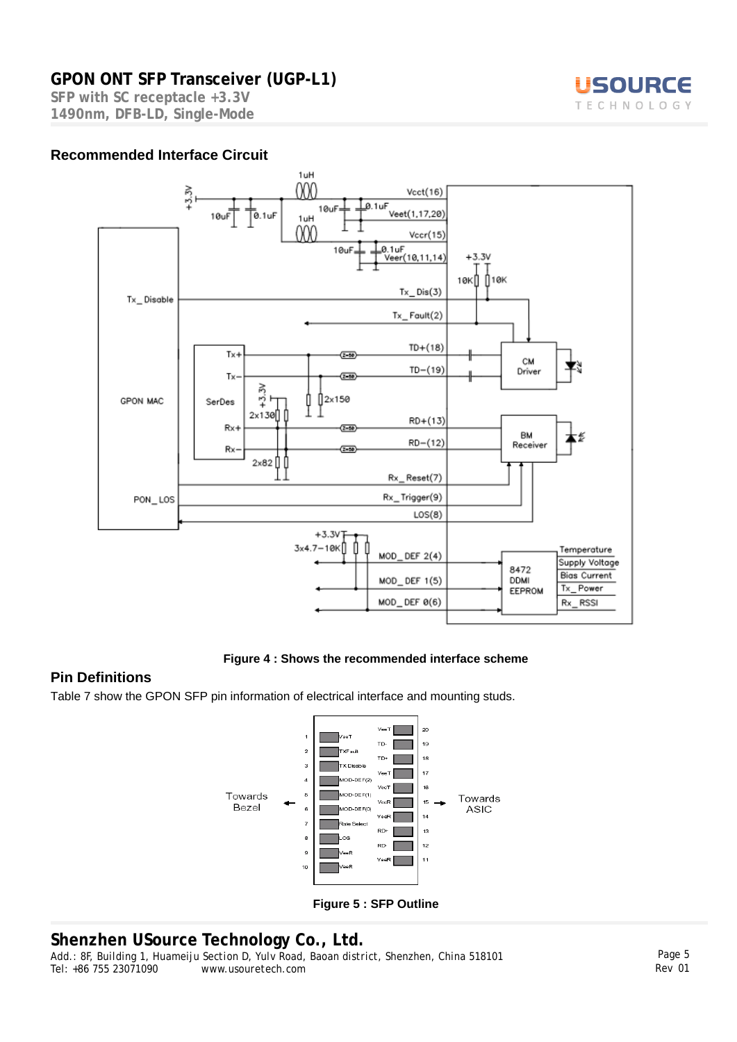## Recommended Interface Circuit

Figure 4 : Shows the recommended interface scheme

## Pin Definitions

Table 7 show the GPON SFP pin information of electrical interface and mounting studs.

Figure 5 : SFP Outline

**Shenzhen USource Technology Co., Ltd.**

Add.: 8F, Building 1, Huameiju Section D, Yulv Road, Baoan district, Shenzhen, China 518101

Tel: +86 755 23071090 www.usouretech.com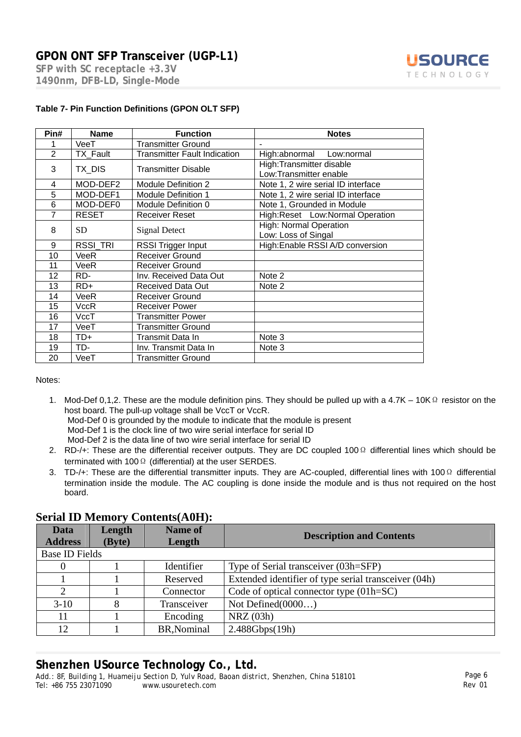**Table 7- Pin Function Definitions (GPON OLT SFP)**

| Pin# | Name | Function | Notes |
|---|---|---|---|
| 1 | VeeT | Transmitter Ground | - |
| 2 | TX_Fault | Transmitter Fault Indication | High:abnormal Low:normal |
| 3 | TX_DIS | Transmitter Disable | High:Transmitter disable<br>Low:Transmitter enable |
| 4 | MOD-DEF2 | Module Definition 2 | Note 1, 2 wire serial ID interface |
| 5 | MOD-DEF1 | Module Definition 1 | Note 1, 2 wire serial ID interface |
| 6 | MOD-DEF0 | Module Definition 0 | Note 1, Grounded in Module |
| 7 | RESET | Receiver Reset | High:Reset Low:Normal Operation |
| 8 | SD | Signal Detect | High: Normal Operation<br>Low: Loss of Singal |
| 9 | RSSI_TRI | RSSI Trigger Input | High:Enable RSSI A/D conversion |
| 10 | VeeR | Receiver Ground | |
| 11 | VeeR | Receiver Ground | |
| 12 | RD- | Inv. Received Data Out | Note 2 |
| 13 | RD+ | Received Data Out | Note 2 |
| 14 | VeeR | Receiver Ground | |
| 15 | VccR | Receiver Power | |
| 16 | VccT | Transmitter Power | |
| 17 | VeeT | Transmitter Ground | |
| 18 | TD+ | Transmit Data In | Note 3 |
| 19 | TD- | Inv. Transmit Data In | Note 3 |
| 20 | VeeT | Transmitter Ground | |

Notes:

1. Mod-Def 0,1,2. These are the module definition pins. They should be pulled up with a 4.7K – 10KΩ resistor on the host board. The pull-up voltage shall be VccT or VccR.
   Mod-Def 0 is grounded by the module to indicate that the module is present
   Mod-Def 1 is the clock line of two wire serial interface for serial ID
   Mod-Def 2 is the data line of two wire serial interface for serial ID
2. RD-/+: These are the differential receiver outputs. They are DC coupled 100Ω differential lines which should be terminated with 100Ω (differential) at the user SERDES.
3. TD-/+: These are the differential transmitter inputs. They are AC-coupled, differential lines with 100Ω differential termination inside the module. The AC coupling is done inside the module and is thus not required on the host board.

## Serial ID Memory Contents(A0H):

| Data Address | Length (Byte) | Name of Length | Description and Contents |
|---|---|---|---|
| Base ID Fields | | | |
| 0 | 1 | Identifier | Type of Serial transceiver (03h=SFP) |
| 1 | 1 | Reserved | Extended identifier of type serial transceiver (04h) |
| 2 | 1 | Connector | Code of optical connector type (01h=SC) |
| 3-10 | 8 | Transceiver | Not Defined(0000…) |
| 11 | 1 | Encoding | NRZ (03h) |
| 12 | 1 | BR,Nominal | 2.488Gbps(19h) |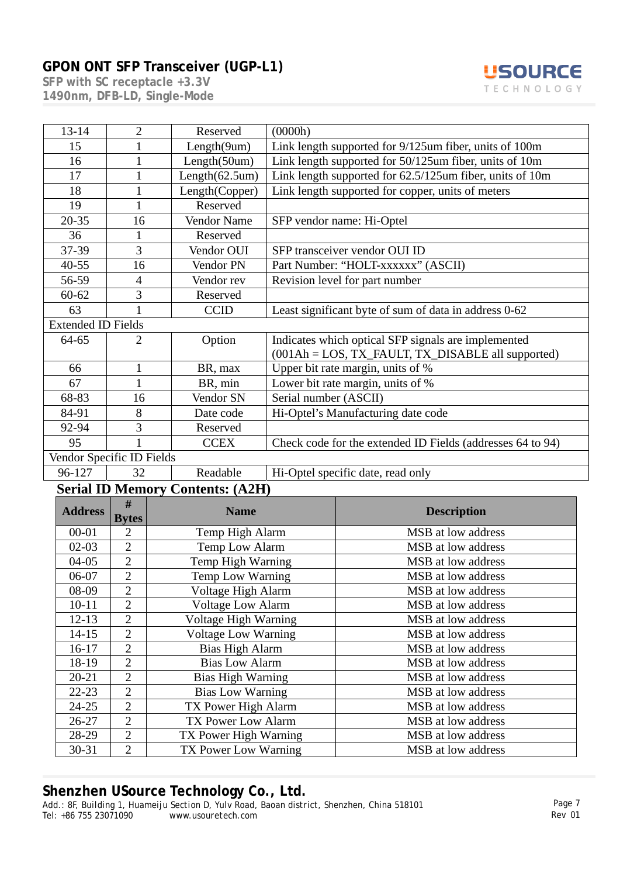| | | | |
|---|---|---|---|
| 13-14 | 2 | Reserved | (0000h) |
| 15 | 1 | Length(9um) | Link length supported for 9/125um fiber, units of 100m |
| 16 | 1 | Length(50um) | Link length supported for 50/125um fiber, units of 10m |
| 17 | 1 | Length(62.5um) | Link length supported for 62.5/125um fiber, units of 10m |
| 18 | 1 | Length(Copper) | Link length supported for copper, units of meters |
| 19 | 1 | Reserved | |
| 20-35 | 16 | Vendor Name | SFP vendor name: Hi-Optel |
| 36 | 1 | Reserved | |
| 37-39 | 3 | Vendor OUI | SFP transceiver vendor OUI ID |
| 40-55 | 16 | Vendor PN | Part Number: "HOLT-xxxxxx" (ASCII) |
| 56-59 | 4 | Vendor rev | Revision level for part number |
| 60-62 | 3 | Reserved | |
| 63 | 1 | CCID | Least significant byte of sum of data in address 0-62 |
| Extended ID Fields | | | |
| 64-65 | 2 | Option | Indicates which optical SFP signals are implemented (001Ah = LOS, TX_FAULT, TX_DISABLE all supported) |
| 66 | 1 | BR, max | Upper bit rate margin, units of % |
| 67 | 1 | BR, min | Lower bit rate margin, units of % |
| 68-83 | 16 | Vendor SN | Serial number (ASCII) |
| 84-91 | 8 | Date code | Hi-Optel's Manufacturing date code |
| 92-94 | 3 | Reserved | |
| 95 | 1 | CCEX | Check code for the extended ID Fields (addresses 64 to 94) |
| Vendor Specific ID Fields | | | |
| 96-127 | 32 | Readable | Hi-Optel specific date, read only |

### Serial ID Memory Contents: (A2H)

| Address | # Bytes | Name | Description |
|---|---|---|---|
| 00-01 | 2 | Temp High Alarm | MSB at low address |
| 02-03 | 2 | Temp Low Alarm | MSB at low address |
| 04-05 | 2 | Temp High Warning | MSB at low address |
| 06-07 | 2 | Temp Low Warning | MSB at low address |
| 08-09 | 2 | Voltage High Alarm | MSB at low address |
| 10-11 | 2 | Voltage Low Alarm | MSB at low address |
| 12-13 | 2 | Voltage High Warning | MSB at low address |
| 14-15 | 2 | Voltage Low Warning | MSB at low address |
| 16-17 | 2 | Bias High Alarm | MSB at low address |
| 18-19 | 2 | Bias Low Alarm | MSB at low address |
| 20-21 | 2 | Bias High Warning | MSB at low address |
| 22-23 | 2 | Bias Low Warning | MSB at low address |
| 24-25 | 2 | TX Power High Alarm | MSB at low address |
| 26-27 | 2 | TX Power Low Alarm | MSB at low address |
| 28-29 | 2 | TX Power High Warning | MSB at low address |
| 30-31 | 2 | TX Power Low Warning | MSB at low address |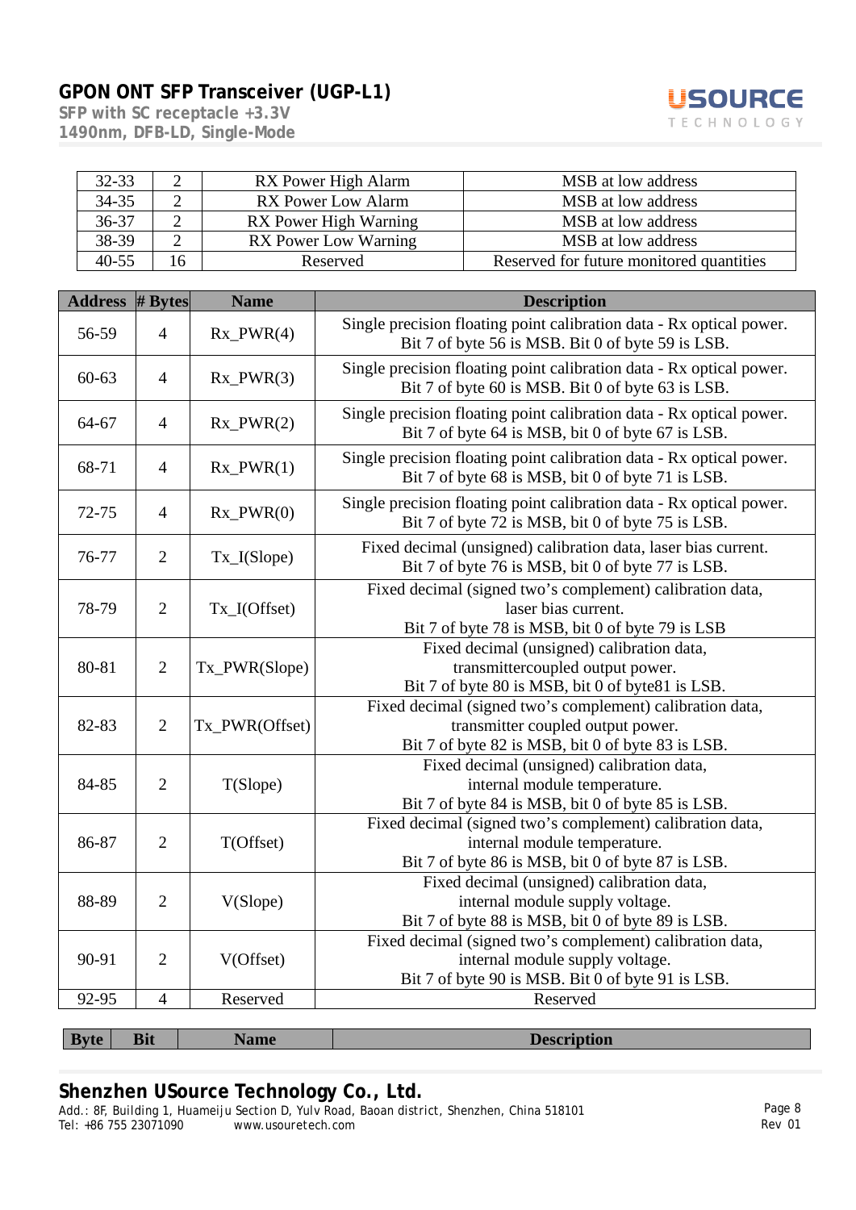| 32-33 | 2 | RX Power High Alarm | MSB at low address |
|---|---|---|---|
| 34-35 | 2 | RX Power Low Alarm | MSB at low address |
| 36-37 | 2 | RX Power High Warning | MSB at low address |
| 38-39 | 2 | RX Power Low Warning | MSB at low address |
| 40-55 | 16 | Reserved | Reserved for future monitored quantities |

| Address | # Bytes | Name | Description |
|---|---|---|---|
| 56-59 | 4 | Rx_PWR(4) | Single precision floating point calibration data - Rx optical power. Bit 7 of byte 56 is MSB. Bit 0 of byte 59 is LSB. |
| 60-63 | 4 | Rx_PWR(3) | Single precision floating point calibration data - Rx optical power. Bit 7 of byte 60 is MSB. Bit 0 of byte 63 is LSB. |
| 64-67 | 4 | Rx_PWR(2) | Single precision floating point calibration data - Rx optical power. Bit 7 of byte 64 is MSB, bit 0 of byte 67 is LSB. |
| 68-71 | 4 | Rx_PWR(1) | Single precision floating point calibration data - Rx optical power. Bit 7 of byte 68 is MSB, bit 0 of byte 71 is LSB. |
| 72-75 | 4 | Rx_PWR(0) | Single precision floating point calibration data - Rx optical power. Bit 7 of byte 72 is MSB, bit 0 of byte 75 is LSB. |
| 76-77 | 2 | Tx_I(Slope) | Fixed decimal (unsigned) calibration data, laser bias current. Bit 7 of byte 76 is MSB, bit 0 of byte 77 is LSB. |
| 78-79 | 2 | Tx_I(Offset) | Fixed decimal (signed two's complement) calibration data, laser bias current. Bit 7 of byte 78 is MSB, bit 0 of byte 79 is LSB |
| 80-81 | 2 | Tx_PWR(Slope) | Fixed decimal (unsigned) calibration data, transmittercoupled output power. Bit 7 of byte 80 is MSB, bit 0 of byte81 is LSB. |
| 82-83 | 2 | Tx_PWR(Offset) | Fixed decimal (signed two's complement) calibration data, transmitter coupled output power. Bit 7 of byte 82 is MSB, bit 0 of byte 83 is LSB. |
| 84-85 | 2 | T(Slope) | Fixed decimal (unsigned) calibration data, internal module temperature. Bit 7 of byte 84 is MSB, bit 0 of byte 85 is LSB. |
| 86-87 | 2 | T(Offset) | Fixed decimal (signed two's complement) calibration data, internal module temperature. Bit 7 of byte 86 is MSB, bit 0 of byte 87 is LSB. |
| 88-89 | 2 | V(Slope) | Fixed decimal (unsigned) calibration data, internal module supply voltage. Bit 7 of byte 88 is MSB, bit 0 of byte 89 is LSB. |
| 90-91 | 2 | V(Offset) | Fixed decimal (signed two's complement) calibration data, internal module supply voltage. Bit 7 of byte 90 is MSB. Bit 0 of byte 91 is LSB. |
| 92-95 | 4 | Reserved | Reserved |

| Byte | Bit | Name | Description |
|---|---|---|---|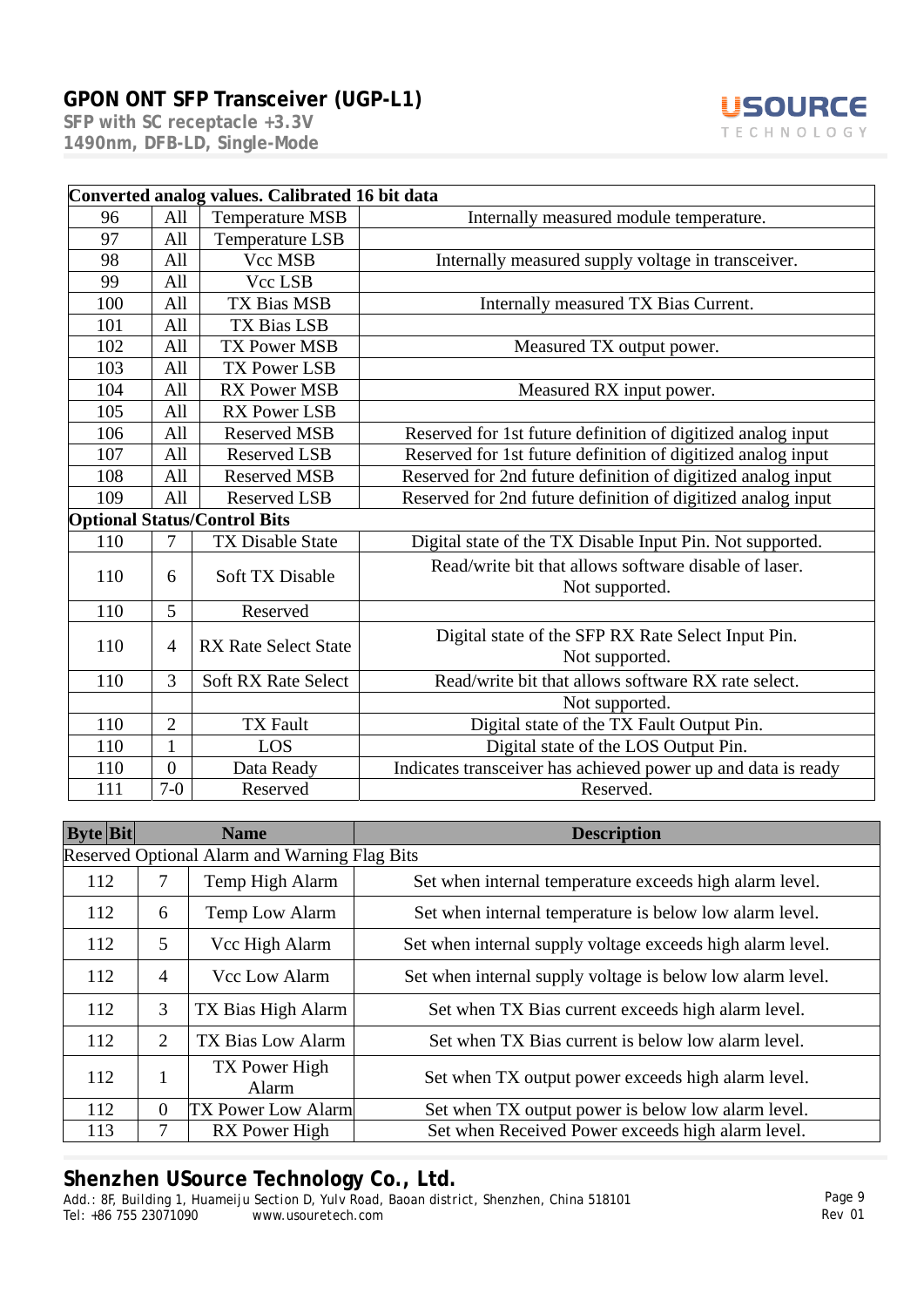| Converted analog values. Calibrated 16 bit data | | | |
|---|---|---|---|
| 96 | All | Temperature MSB | Internally measured module temperature. |
| 97 | All | Temperature LSB | |
| 98 | All | Vcc MSB | Internally measured supply voltage in transceiver. |
| 99 | All | Vcc LSB | |
| 100 | All | TX Bias MSB | Internally measured TX Bias Current. |
| 101 | All | TX Bias LSB | |
| 102 | All | TX Power MSB | Measured TX output power. |
| 103 | All | TX Power LSB | |
| 104 | All | RX Power MSB | Measured RX input power. |
| 105 | All | RX Power LSB | |
| 106 | All | Reserved MSB | Reserved for 1st future definition of digitized analog input |
| 107 | All | Reserved LSB | Reserved for 1st future definition of digitized analog input |
| 108 | All | Reserved MSB | Reserved for 2nd future definition of digitized analog input |
| 109 | All | Reserved LSB | Reserved for 2nd future definition of digitized analog input |
| **Optional Status/Control Bits** | | | |
| 110 | 7 | TX Disable State | Digital state of the TX Disable Input Pin. Not supported. |
| 110 | 6 | Soft TX Disable | Read/write bit that allows software disable of laser. Not supported. |
| 110 | 5 | Reserved | |
| 110 | 4 | RX Rate Select State | Digital state of the SFP RX Rate Select Input Pin. Not supported. |
| 110 | 3 | Soft RX Rate Select | Read/write bit that allows software RX rate select. |
| | | | Not supported. |
| 110 | 2 | TX Fault | Digital state of the TX Fault Output Pin. |
| 110 | 1 | LOS | Digital state of the LOS Output Pin. |
| 110 | 0 | Data Ready | Indicates transceiver has achieved power up and data is ready |
| 111 | 7-0 | Reserved | Reserved. |

| Byte | Bit | Name | Description |
|---|---|---|---|
| Reserved Optional Alarm and Warning Flag Bits | | | |
| 112 | 7 | Temp High Alarm | Set when internal temperature exceeds high alarm level. |
| 112 | 6 | Temp Low Alarm | Set when internal temperature is below low alarm level. |
| 112 | 5 | Vcc High Alarm | Set when internal supply voltage exceeds high alarm level. |
| 112 | 4 | Vcc Low Alarm | Set when internal supply voltage is below low alarm level. |
| 112 | 3 | TX Bias High Alarm | Set when TX Bias current exceeds high alarm level. |
| 112 | 2 | TX Bias Low Alarm | Set when TX Bias current is below low alarm level. |
| 112 | 1 | TX Power High Alarm | Set when TX output power exceeds high alarm level. |
| 112 | 0 | TX Power Low Alarm | Set when TX output power is below low alarm level. |
| 113 | 7 | RX Power High | Set when Received Power exceeds high alarm level. |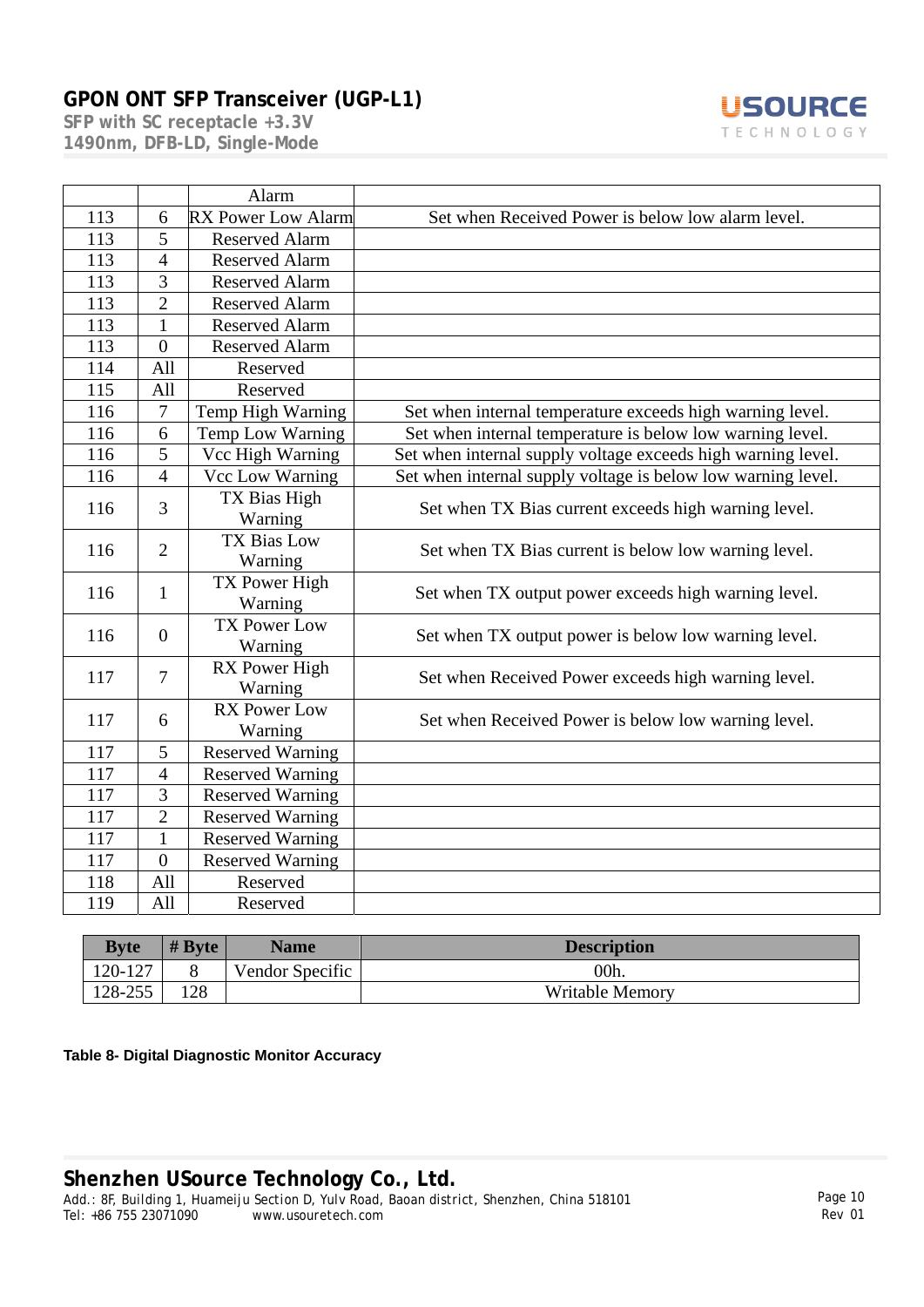| | | Alarm | |
|---|---|---|---|
| 113 | 6 | RX Power Low Alarm | Set when Received Power is below low alarm level. |
| 113 | 5 | Reserved Alarm | |
| 113 | 4 | Reserved Alarm | |
| 113 | 3 | Reserved Alarm | |
| 113 | 2 | Reserved Alarm | |
| 113 | 1 | Reserved Alarm | |
| 113 | 0 | Reserved Alarm | |
| 114 | All | Reserved | |
| 115 | All | Reserved | |
| 116 | 7 | Temp High Warning | Set when internal temperature exceeds high warning level. |
| 116 | 6 | Temp Low Warning | Set when internal temperature is below low warning level. |
| 116 | 5 | Vcc High Warning | Set when internal supply voltage exceeds high warning level. |
| 116 | 4 | Vcc Low Warning | Set when internal supply voltage is below low warning level. |
| 116 | 3 | TX Bias High Warning | Set when TX Bias current exceeds high warning level. |
| 116 | 2 | TX Bias Low Warning | Set when TX Bias current is below low warning level. |
| 116 | 1 | TX Power High Warning | Set when TX output power exceeds high warning level. |
| 116 | 0 | TX Power Low Warning | Set when TX output power is below low warning level. |
| 117 | 7 | RX Power High Warning | Set when Received Power exceeds high warning level. |
| 117 | 6 | RX Power Low Warning | Set when Received Power is below low warning level. |
| 117 | 5 | Reserved Warning | |
| 117 | 4 | Reserved Warning | |
| 117 | 3 | Reserved Warning | |
| 117 | 2 | Reserved Warning | |
| 117 | 1 | Reserved Warning | |
| 117 | 0 | Reserved Warning | |
| 118 | All | Reserved | |
| 119 | All | Reserved | |

| Byte | # Byte | Name | Description |
|---|---|---|---|
| 120-127 | 8 | Vendor Specific | 00h. |
| 128-255 | 128 | | Writable Memory |

**Table 8- Digital Diagnostic Monitor Accuracy**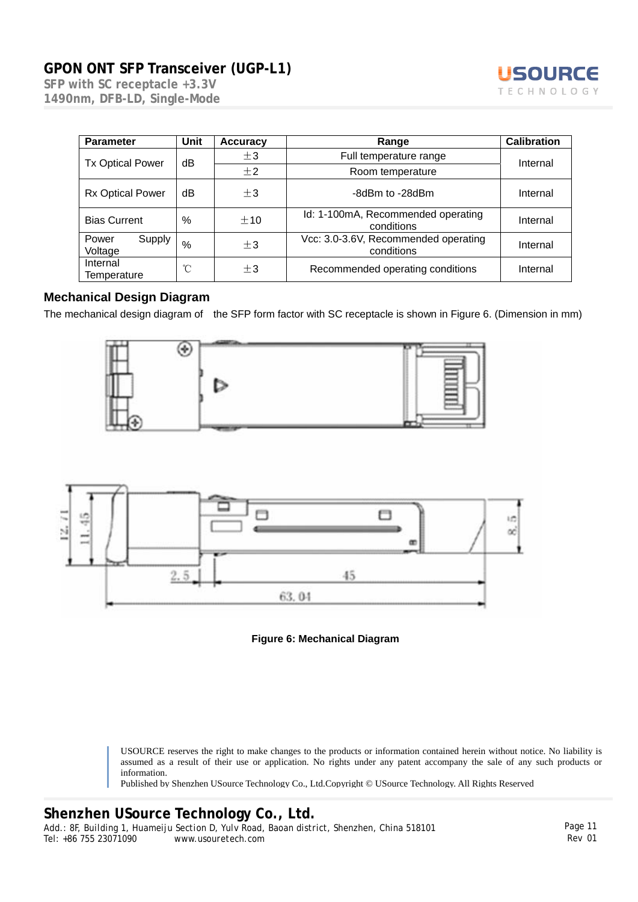| Parameter | Unit | Accuracy | Range | Calibration |
|---|---|---|---|---|
| Tx Optical Power | dB | ±3 | Full temperature range | Internal |
| | | ±2 | Room temperature | |
| Rx Optical Power | dB | ±3 | -8dBm to -28dBm | Internal |
| Bias Current | % | ±10 | Id: 1-100mA, Recommended operating conditions | Internal |
| Power Supply Voltage | % | ±3 | Vcc: 3.0-3.6V, Recommended operating conditions | Internal |
| Internal Temperature | ℃ | ±3 | Recommended operating conditions | Internal |

## Mechanical Design Diagram

The mechanical design diagram of the SFP form factor with SC receptacle is shown in Figure 6. (Dimension in mm)

12.71

11.45

8.5

2.5

45

63.04

**Figure 6: Mechanical Diagram**

USOURCE reserves the right to make changes to the products or information contained herein without notice. No liability is assumed as a result of their use or application. No rights under any patent accompany the sale of any such products or information.
Published by Shenzhen USource Technology Co., Ltd.Copyright © USource Technology. All Rights Reserved